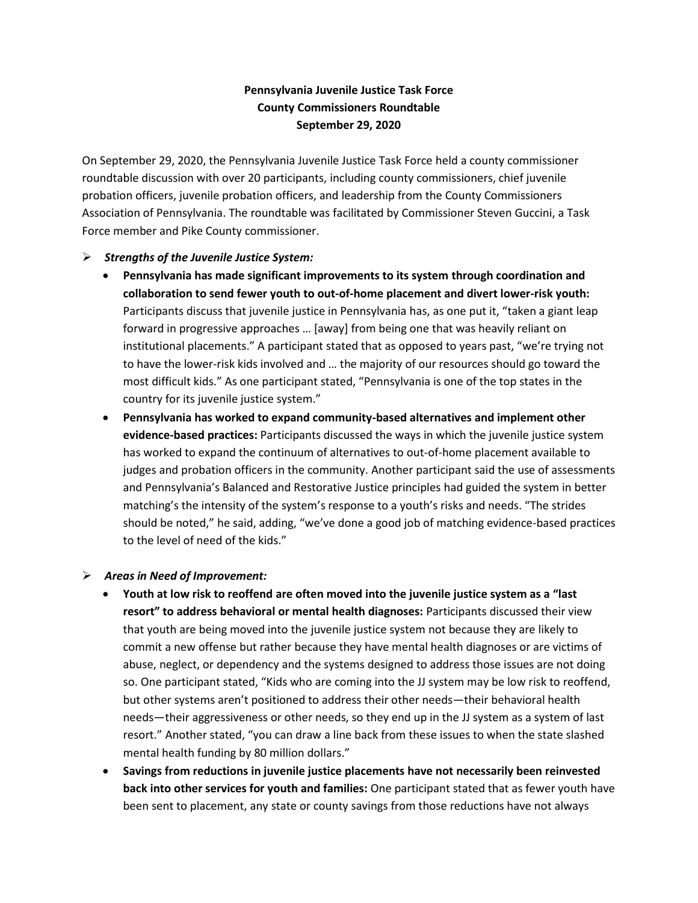**Pennsylvania Juvenile Justice Task Force**
**County Commissioners Roundtable**
**September 29, 2020**

On September 29, 2020, the Pennsylvania Juvenile Justice Task Force held a county commissioner roundtable discussion with over 20 participants, including county commissioners, chief juvenile probation officers, juvenile probation officers, and leadership from the County Commissioners Association of Pennsylvania. The roundtable was facilitated by Commissioner Steven Guccini, a Task Force member and Pike County commissioner.

- ***Strengths of the Juvenile Justice System:***
  - **Pennsylvania has made significant improvements to its system through coordination and collaboration to send fewer youth to out-of-home placement and divert lower-risk youth:** Participants discuss that juvenile justice in Pennsylvania has, as one put it, "taken a giant leap forward in progressive approaches … [away] from being one that was heavily reliant on institutional placements." A participant stated that as opposed to years past, "we're trying not to have the lower-risk kids involved and … the majority of our resources should go toward the most difficult kids." As one participant stated, "Pennsylvania is one of the top states in the country for its juvenile justice system."
  - **Pennsylvania has worked to expand community-based alternatives and implement other evidence-based practices:** Participants discussed the ways in which the juvenile justice system has worked to expand the continuum of alternatives to out-of-home placement available to judges and probation officers in the community. Another participant said the use of assessments and Pennsylvania's Balanced and Restorative Justice principles had guided the system in better matching's the intensity of the system's response to a youth's risks and needs. "The strides should be noted," he said, adding, "we've done a good job of matching evidence-based practices to the level of need of the kids."

- ***Areas in Need of Improvement:***
  - **Youth at low risk to reoffend are often moved into the juvenile justice system as a "last resort" to address behavioral or mental health diagnoses:** Participants discussed their view that youth are being moved into the juvenile justice system not because they are likely to commit a new offense but rather because they have mental health diagnoses or are victims of abuse, neglect, or dependency and the systems designed to address those issues are not doing so. One participant stated, "Kids who are coming into the JJ system may be low risk to reoffend, but other systems aren't positioned to address their other needs—their behavioral health needs—their aggressiveness or other needs, so they end up in the JJ system as a system of last resort." Another stated, "you can draw a line back from these issues to when the state slashed mental health funding by 80 million dollars."
  - **Savings from reductions in juvenile justice placements have not necessarily been reinvested back into other services for youth and families:** One participant stated that as fewer youth have been sent to placement, any state or county savings from those reductions have not always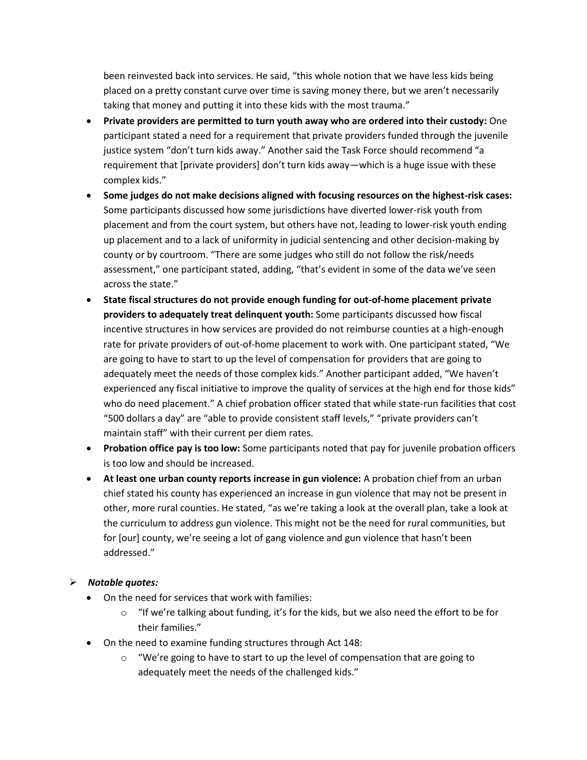been reinvested back into services. He said, "this whole notion that we have less kids being placed on a pretty constant curve over time is saving money there, but we aren't necessarily taking that money and putting it into these kids with the most trauma."

- **Private providers are permitted to turn youth away who are ordered into their custody:** One participant stated a need for a requirement that private providers funded through the juvenile justice system "don't turn kids away." Another said the Task Force should recommend "a requirement that [private providers] don't turn kids away—which is a huge issue with these complex kids."
- **Some judges do not make decisions aligned with focusing resources on the highest-risk cases:** Some participants discussed how some jurisdictions have diverted lower-risk youth from placement and from the court system, but others have not, leading to lower-risk youth ending up placement and to a lack of uniformity in judicial sentencing and other decision-making by county or by courtroom. "There are some judges who still do not follow the risk/needs assessment," one participant stated, adding, "that's evident in some of the data we've seen across the state."
- **State fiscal structures do not provide enough funding for out-of-home placement private providers to adequately treat delinquent youth:** Some participants discussed how fiscal incentive structures in how services are provided do not reimburse counties at a high-enough rate for private providers of out-of-home placement to work with. One participant stated, "We are going to have to start to up the level of compensation for providers that are going to adequately meet the needs of those complex kids." Another participant added, "We haven't experienced any fiscal initiative to improve the quality of services at the high end for those kids" who do need placement." A chief probation officer stated that while state-run facilities that cost "500 dollars a day" are "able to provide consistent staff levels," "private providers can't maintain staff" with their current per diem rates.
- **Probation office pay is too low:** Some participants noted that pay for juvenile probation officers is too low and should be increased.
- **At least one urban county reports increase in gun violence:** A probation chief from an urban chief stated his county has experienced an increase in gun violence that may not be present in other, more rural counties. He stated, "as we're taking a look at the overall plan, take a look at the curriculum to address gun violence. This might not be the need for rural communities, but for [our] county, we're seeing a lot of gang violence and gun violence that hasn't been addressed."

➢ ***Notable quotes:***

- On the need for services that work with families:
  - "If we're talking about funding, it's for the kids, but we also need the effort to be for their families."
- On the need to examine funding structures through Act 148:
  - "We're going to have to start to up the level of compensation that are going to adequately meet the needs of the challenged kids."